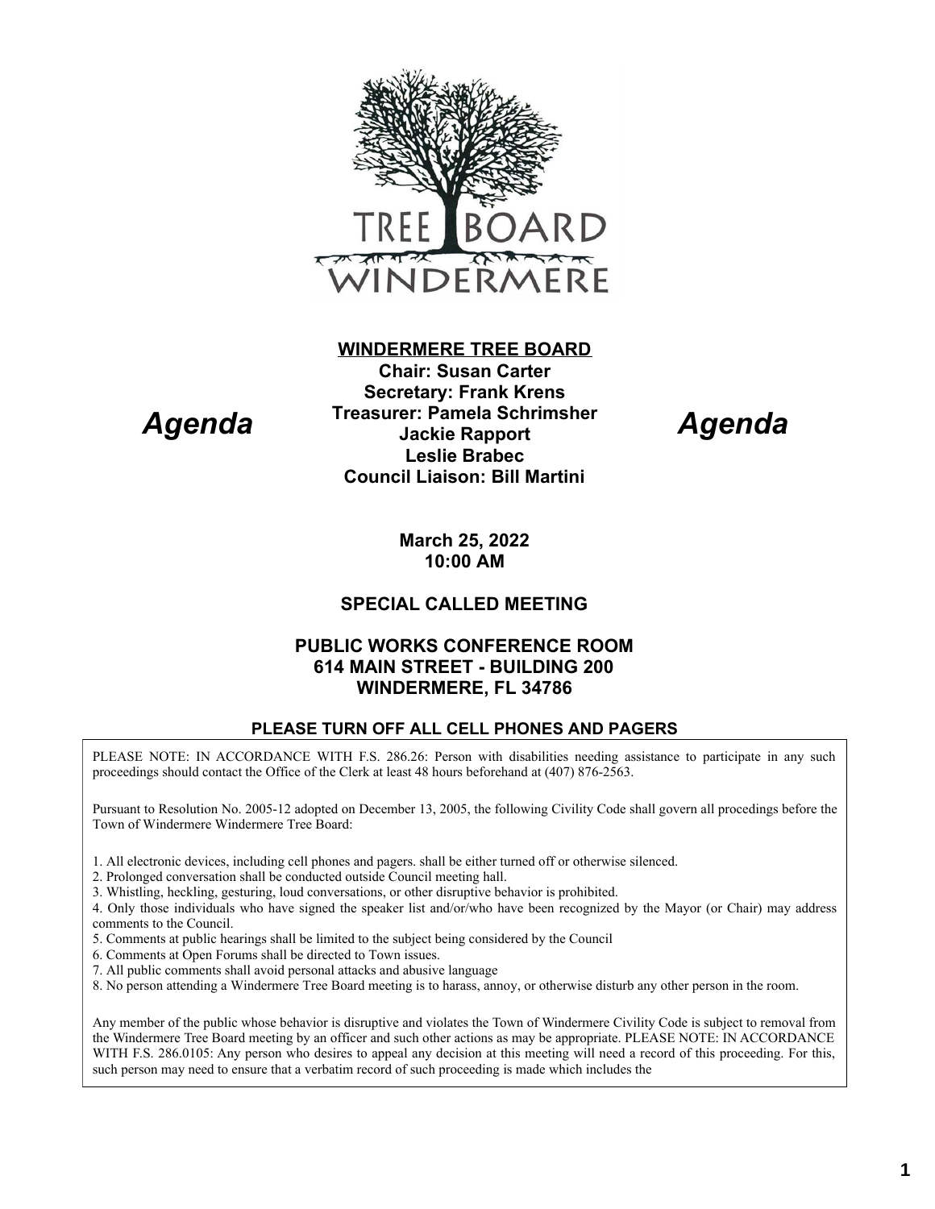# WINDERMERE TREE BOARD

*Agenda*

**Chair: Susan Carter**
**Secretary: Frank Krens**
**Treasurer: Pamela Schrimsher**
**Jackie Rapport**
**Leslie Brabec**
**Council Liaison: Bill Martini**

*Agenda*

**March 25, 2022**
**10:00 AM**

## SPECIAL CALLED MEETING

**PUBLIC WORKS CONFERENCE ROOM**
**614 MAIN STREET - BUILDING 200**
**WINDERMERE, FL 34786**

**PLEASE TURN OFF ALL CELL PHONES AND PAGERS**

PLEASE NOTE: IN ACCORDANCE WITH F.S. 286.26: Person with disabilities needing assistance to participate in any such proceedings should contact the Office of the Clerk at least 48 hours beforehand at (407) 876-2563.

Pursuant to Resolution No. 2005-12 adopted on December 13, 2005, the following Civility Code shall govern all procedings before the Town of Windermere Windermere Tree Board:

1. All electronic devices, including cell phones and pagers. shall be either turned off or otherwise silenced.
2. Prolonged conversation shall be conducted outside Council meeting hall.
3. Whistling, heckling, gesturing, loud conversations, or other disruptive behavior is prohibited.
4. Only those individuals who have signed the speaker list and/or/who have been recognized by the Mayor (or Chair) may address comments to the Council.
5. Comments at public hearings shall be limited to the subject being considered by the Council
6. Comments at Open Forums shall be directed to Town issues.
7. All public comments shall avoid personal attacks and abusive language
8. No person attending a Windermere Tree Board meeting is to harass, annoy, or otherwise disturb any other person in the room.

Any member of the public whose behavior is disruptive and violates the Town of Windermere Civility Code is subject to removal from the Windermere Tree Board meeting by an officer and such other actions as may be appropriate. PLEASE NOTE: IN ACCORDANCE WITH F.S. 286.0105: Any person who desires to appeal any decision at this meeting will need a record of this proceeding. For this, such person may need to ensure that a verbatim record of such proceeding is made which includes the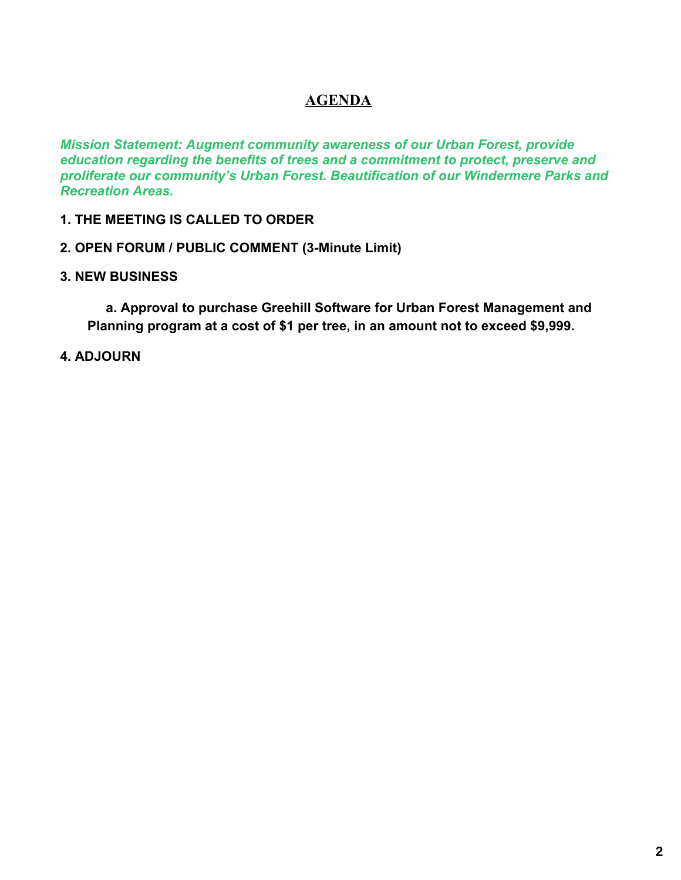# AGENDA

***Mission Statement: Augment community awareness of our Urban Forest, provide education regarding the benefits of trees and a commitment to protect, preserve and proliferate our community's Urban Forest. Beautification of our Windermere Parks and Recreation Areas.***

**1. THE MEETING IS CALLED TO ORDER**

**2. OPEN FORUM / PUBLIC COMMENT (3-Minute Limit)**

**3. NEW BUSINESS**

> **a. Approval to purchase Greehill Software for Urban Forest Management and Planning program at a cost of $1 per tree, in an amount not to exceed $9,999.**

**4. ADJOURN**